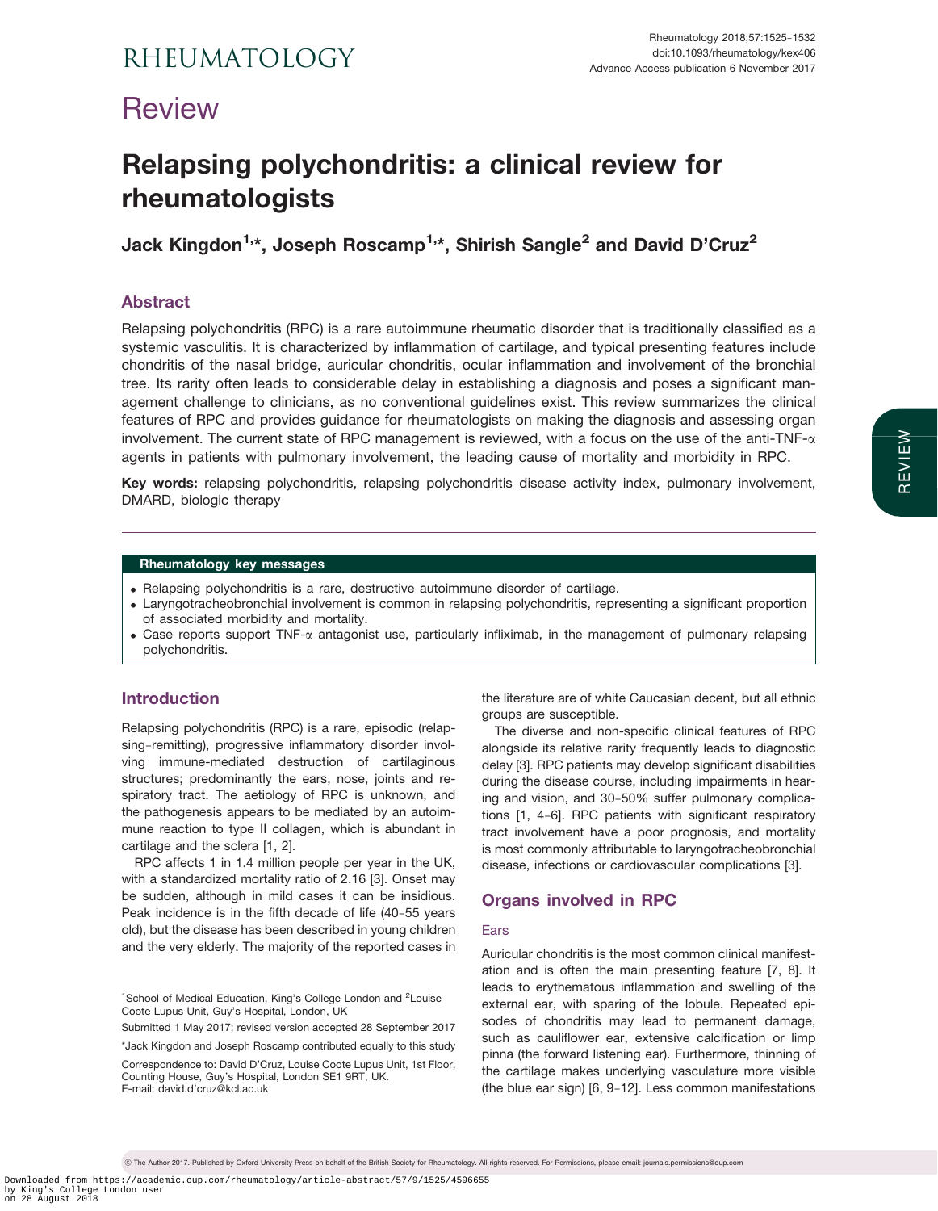# Review

# Relapsing polychondritis: a clinical review for rheumatologists

**Jack Kingdon[1,*], Joseph Roscamp[1,*], Shirish Sangle[2] and David D'Cruz[2]**

## Abstract

Relapsing polychondritis (RPC) is a rare autoimmune rheumatic disorder that is traditionally classified as a systemic vasculitis. It is characterized by inflammation of cartilage, and typical presenting features include chondritis of the nasal bridge, auricular chondritis, ocular inflammation and involvement of the bronchial tree. Its rarity often leads to considerable delay in establishing a diagnosis and poses a significant management challenge to clinicians, as no conventional guidelines exist. This review summarizes the clinical features of RPC and provides guidance for rheumatologists on making the diagnosis and assessing organ involvement. The current state of RPC management is reviewed, with a focus on the use of the anti-TNF-α agents in patients with pulmonary involvement, the leading cause of mortality and morbidity in RPC.

**Key words:** relapsing polychondritis, relapsing polychondritis disease activity index, pulmonary involvement, DMARD, biologic therapy

**Rheumatology key messages**

- Relapsing polychondritis is a rare, destructive autoimmune disorder of cartilage.
- Laryngotracheobronchial involvement is common in relapsing polychondritis, representing a significant proportion of associated morbidity and mortality.
- Case reports support TNF-α antagonist use, particularly infliximab, in the management of pulmonary relapsing polychondritis.

## Introduction

Relapsing polychondritis (RPC) is a rare, episodic (relapsing–remitting), progressive inflammatory disorder involving immune-mediated destruction of cartilaginous structures; predominantly the ears, nose, joints and respiratory tract. The aetiology of RPC is unknown, and the pathogenesis appears to be mediated by an autoimmune reaction to type II collagen, which is abundant in cartilage and the sclera [1, 2].

RPC affects 1 in 1.4 million people per year in the UK, with a standardized mortality ratio of 2.16 [3]. Onset may be sudden, although in mild cases it can be insidious. Peak incidence is in the fifth decade of life (40–55 years old), but the disease has been described in young children and the very elderly. The majority of the reported cases in the literature are of white Caucasian decent, but all ethnic groups are susceptible.

The diverse and non-specific clinical features of RPC alongside its relative rarity frequently leads to diagnostic delay [3]. RPC patients may develop significant disabilities during the disease course, including impairments in hearing and vision, and 30–50% suffer pulmonary complications [1, 4–6]. RPC patients with significant respiratory tract involvement have a poor prognosis, and mortality is most commonly attributable to laryngotracheobronchial disease, infections or cardiovascular complications [3].

## Organs involved in RPC

### Ears

Auricular chondritis is the most common clinical manifestation and is often the main presenting feature [7, 8]. It leads to erythematous inflammation and swelling of the external ear, with sparing of the lobule. Repeated episodes of chondritis may lead to permanent damage, such as cauliflower ear, extensive calcification or limp pinna (the forward listening ear). Furthermore, thinning of the cartilage makes underlying vasculature more visible (the blue ear sign) [6, 9–12]. Less common manifestations

[1]School of Medical Education, King's College London and [2]Louise Coote Lupus Unit, Guy's Hospital, London, UK

Submitted 1 May 2017; revised version accepted 28 September 2017

*Jack Kingdon and Joseph Roscamp contributed equally to this study

Correspondence to: David D'Cruz, Louise Coote Lupus Unit, 1st Floor, Counting House, Guy's Hospital, London SE1 9RT, UK. E-mail: david.d'cruz@kcl.ac.uk

© The Author 2017. Published by Oxford University Press on behalf of the British Society for Rheumatology. All rights reserved. For Permissions, please email: journals.permissions@oup.com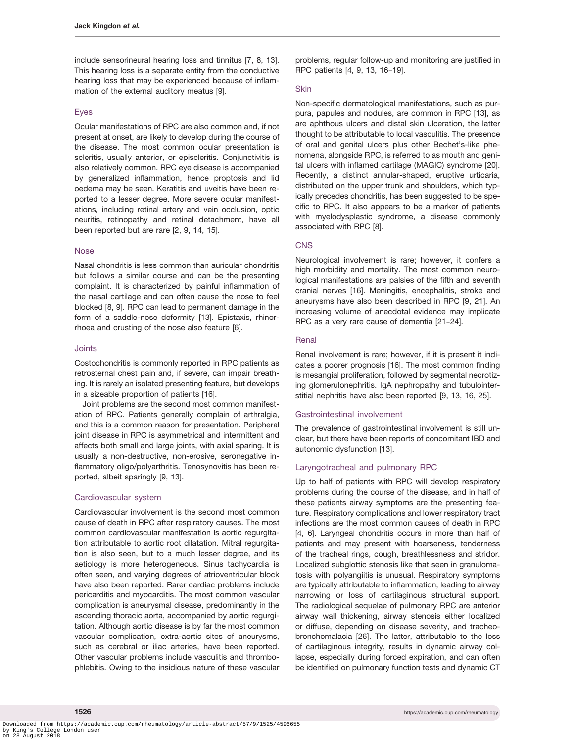include sensorineural hearing loss and tinnitus [7, 8, 13]. This hearing loss is a separate entity from the conductive hearing loss that may be experienced because of inflammation of the external auditory meatus [9].

### Eyes

Ocular manifestations of RPC are also common and, if not present at onset, are likely to develop during the course of the disease. The most common ocular presentation is scleritis, usually anterior, or episcleritis. Conjunctivitis is also relatively common. RPC eye disease is accompanied by generalized inflammation, hence proptosis and lid oedema may be seen. Keratitis and uveitis have been reported to a lesser degree. More severe ocular manifestations, including retinal artery and vein occlusion, optic neuritis, retinopathy and retinal detachment, have all been reported but are rare [2, 9, 14, 15].

### Nose

Nasal chondritis is less common than auricular chondritis but follows a similar course and can be the presenting complaint. It is characterized by painful inflammation of the nasal cartilage and can often cause the nose to feel blocked [8, 9]. RPC can lead to permanent damage in the form of a saddle-nose deformity [13]. Epistaxis, rhinorrhoea and crusting of the nose also feature [6].

### Joints

Costochondritis is commonly reported in RPC patients as retrosternal chest pain and, if severe, can impair breathing. It is rarely an isolated presenting feature, but develops in a sizeable proportion of patients [16].

Joint problems are the second most common manifestation of RPC. Patients generally complain of arthralgia, and this is a common reason for presentation. Peripheral joint disease in RPC is asymmetrical and intermittent and affects both small and large joints, with axial sparing. It is usually a non-destructive, non-erosive, seronegative inflammatory oligo/polyarthritis. Tenosynovitis has been reported, albeit sparingly [9, 13].

### Cardiovascular system

Cardiovascular involvement is the second most common cause of death in RPC after respiratory causes. The most common cardiovascular manifestation is aortic regurgitation attributable to aortic root dilatation. Mitral regurgitation is also seen, but to a much lesser degree, and its aetiology is more heterogeneous. Sinus tachycardia is often seen, and varying degrees of atrioventricular block have also been reported. Rarer cardiac problems include pericarditis and myocarditis. The most common vascular complication is aneurysmal disease, predominantly in the ascending thoracic aorta, accompanied by aortic regurgitation. Although aortic disease is by far the most common vascular complication, extra-aortic sites of aneurysms, such as cerebral or iliac arteries, have been reported. Other vascular problems include vasculitis and thrombophlebitis. Owing to the insidious nature of these vascular problems, regular follow-up and monitoring are justified in RPC patients [4, 9, 13, 16–19].

### Skin

Non-specific dermatological manifestations, such as purpura, papules and nodules, are common in RPC [13], as are aphthous ulcers and distal skin ulceration, the latter thought to be attributable to local vasculitis. The presence of oral and genital ulcers plus other Bechet's-like phenomena, alongside RPC, is referred to as mouth and genital ulcers with inflamed cartilage (MAGIC) syndrome [20]. Recently, a distinct annular-shaped, eruptive urticaria, distributed on the upper trunk and shoulders, which typically precedes chondritis, has been suggested to be specific to RPC. It also appears to be a marker of patients with myelodysplastic syndrome, a disease commonly associated with RPC [8].

### CNS

Neurological involvement is rare; however, it confers a high morbidity and mortality. The most common neurological manifestations are palsies of the fifth and seventh cranial nerves [16]. Meningitis, encephalitis, stroke and aneurysms have also been described in RPC [9, 21]. An increasing volume of anecdotal evidence may implicate RPC as a very rare cause of dementia [21–24].

### Renal

Renal involvement is rare; however, if it is present it indicates a poorer prognosis [16]. The most common finding is mesangial proliferation, followed by segmental necrotizing glomerulonephritis. IgA nephropathy and tubulointerstitial nephritis have also been reported [9, 13, 16, 25].

### Gastrointestinal involvement

The prevalence of gastrointestinal involvement is still unclear, but there have been reports of concomitant IBD and autonomic dysfunction [13].

### Laryngotracheal and pulmonary RPC

Up to half of patients with RPC will develop respiratory problems during the course of the disease, and in half of these patients airway symptoms are the presenting feature. Respiratory complications and lower respiratory tract infections are the most common causes of death in RPC [4, 6]. Laryngeal chondritis occurs in more than half of patients and may present with hoarseness, tenderness of the tracheal rings, cough, breathlessness and stridor. Localized subglottic stenosis like that seen in granulomatosis with polyangiitis is unusual. Respiratory symptoms are typically attributable to inflammation, leading to airway narrowing or loss of cartilaginous structural support. The radiological sequelae of pulmonary RPC are anterior airway wall thickening, airway stenosis either localized or diffuse, depending on disease severity, and tracheobronchomalacia [26]. The latter, attributable to the loss of cartilaginous integrity, results in dynamic airway collapse, especially during forced expiration, and can often be identified on pulmonary function tests and dynamic CT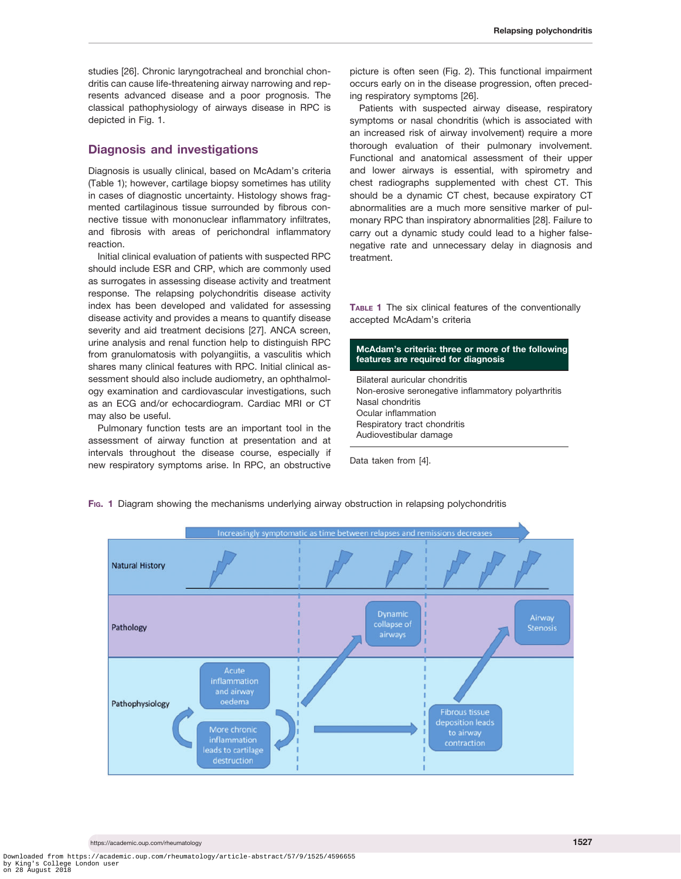studies [26]. Chronic laryngotracheal and bronchial chondritis can cause life-threatening airway narrowing and represents advanced disease and a poor prognosis. The classical pathophysiology of airways disease in RPC is depicted in Fig. 1.

## Diagnosis and investigations

Diagnosis is usually clinical, based on McAdam's criteria (Table 1); however, cartilage biopsy sometimes has utility in cases of diagnostic uncertainty. Histology shows fragmented cartilaginous tissue surrounded by fibrous connective tissue with mononuclear inflammatory infiltrates, and fibrosis with areas of perichondral inflammatory reaction.

Initial clinical evaluation of patients with suspected RPC should include ESR and CRP, which are commonly used as surrogates in assessing disease activity and treatment response. The relapsing polychondritis disease activity index has been developed and validated for assessing disease activity and provides a means to quantify disease severity and aid treatment decisions [27]. ANCA screen, urine analysis and renal function help to distinguish RPC from granulomatosis with polyangiitis, a vasculitis which shares many clinical features with RPC. Initial clinical assessment should also include audiometry, an ophthalmology examination and cardiovascular investigations, such as an ECG and/or echocardiogram. Cardiac MRI or CT may also be useful.

Pulmonary function tests are an important tool in the assessment of airway function at presentation and at intervals throughout the disease course, especially if new respiratory symptoms arise. In RPC, an obstructive picture is often seen (Fig. 2). This functional impairment occurs early on in the disease progression, often preceding respiratory symptoms [26].

Patients with suspected airway disease, respiratory symptoms or nasal chondritis (which is associated with an increased risk of airway involvement) require a more thorough evaluation of their pulmonary involvement. Functional and anatomical assessment of their upper and lower airways is essential, with spirometry and chest radiographs supplemented with chest CT. This should be a dynamic CT chest, because expiratory CT abnormalities are a much more sensitive marker of pulmonary RPC than inspiratory abnormalities [28]. Failure to carry out a dynamic study could lead to a higher false-negative rate and unnecessary delay in diagnosis and treatment.

**Table 1** The six clinical features of the conventionally accepted McAdam's criteria

| McAdam's criteria: three or more of the following features are required for diagnosis |
|---|
| Bilateral auricular chondritis |
| Non-erosive seronegative inflammatory polyarthritis |
| Nasal chondritis |
| Ocular inflammation |
| Respiratory tract chondritis |
| Audiovestibular damage |

Data taken from [4].

**Fig. 1** Diagram showing the mechanisms underlying airway obstruction in relapsing polychondritis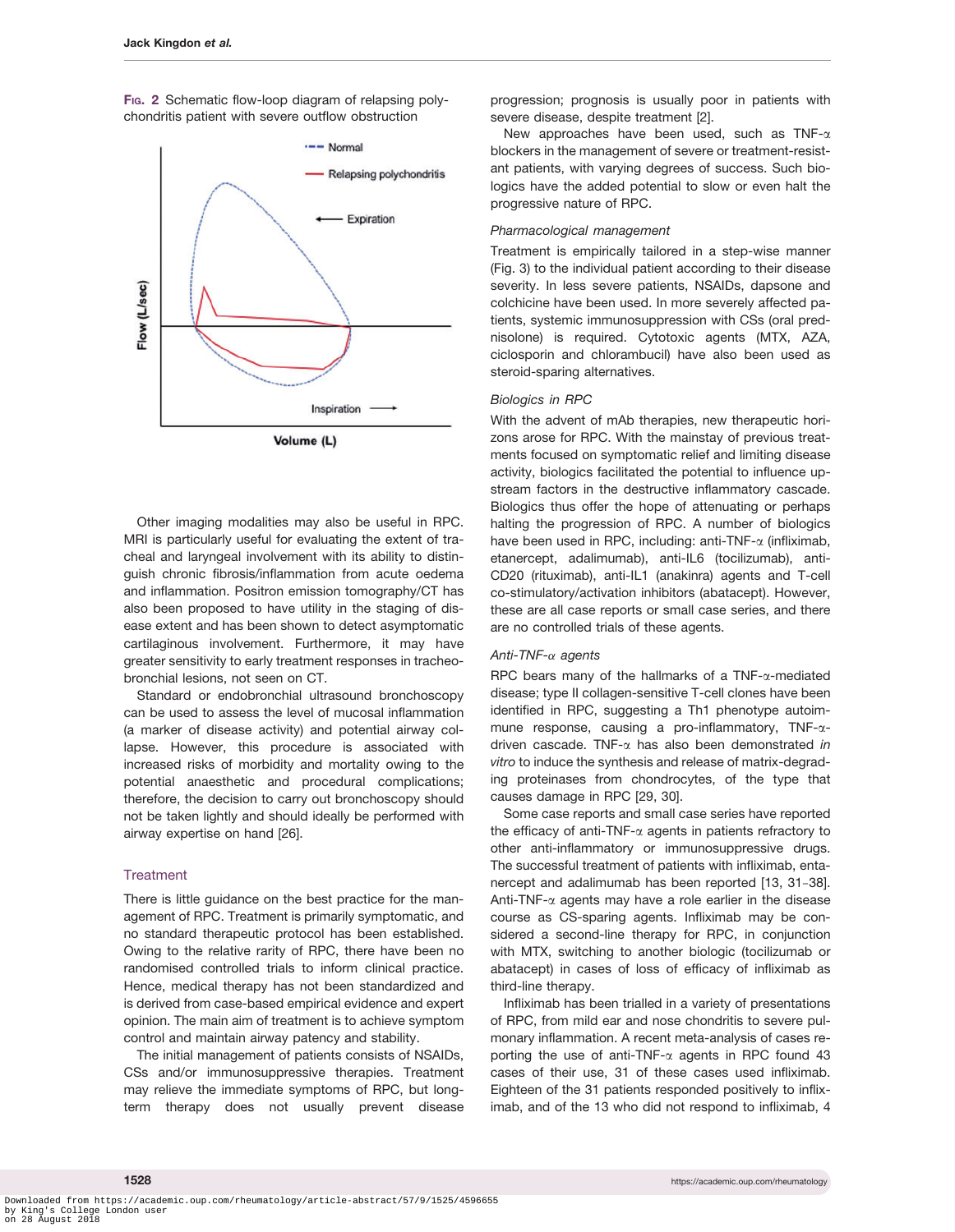Fig. 2 Schematic flow-loop diagram of relapsing polychondritis patient with severe outflow obstruction

Normal

Relapsing polychondritis

Expiration

Flow (L/sec)

Inspiration

Volume (L)

Other imaging modalities may also be useful in RPC. MRI is particularly useful for evaluating the extent of tracheal and laryngeal involvement with its ability to distinguish chronic fibrosis/inflammation from acute oedema and inflammation. Positron emission tomography/CT has also been proposed to have utility in the staging of disease extent and has been shown to detect asymptomatic cartilaginous involvement. Furthermore, it may have greater sensitivity to early treatment responses in tracheobronchial lesions, not seen on CT.

Standard or endobronchial ultrasound bronchoscopy can be used to assess the level of mucosal inflammation (a marker of disease activity) and potential airway collapse. However, this procedure is associated with increased risks of morbidity and mortality owing to the potential anaesthetic and procedural complications; therefore, the decision to carry out bronchoscopy should not be taken lightly and should ideally be performed with airway expertise on hand [26].

## Treatment

There is little guidance on the best practice for the management of RPC. Treatment is primarily symptomatic, and no standard therapeutic protocol has been established. Owing to the relative rarity of RPC, there have been no randomised controlled trials to inform clinical practice. Hence, medical therapy has not been standardized and is derived from case-based empirical evidence and expert opinion. The main aim of treatment is to achieve symptom control and maintain airway patency and stability.

The initial management of patients consists of NSAIDs, CSs and/or immunosuppressive therapies. Treatment may relieve the immediate symptoms of RPC, but long-term therapy does not usually prevent disease progression; prognosis is usually poor in patients with severe disease, despite treatment [2].

New approaches have been used, such as TNF-α blockers in the management of severe or treatment-resistant patients, with varying degrees of success. Such biologics have the added potential to slow or even halt the progressive nature of RPC.

### *Pharmacological management*

Treatment is empirically tailored in a step-wise manner (Fig. 3) to the individual patient according to their disease severity. In less severe patients, NSAIDs, dapsone and colchicine have been used. In more severely affected patients, systemic immunosuppression with CSs (oral prednisolone) is required. Cytotoxic agents (MTX, AZA, ciclosporin and chlorambucil) have also been used as steroid-sparing alternatives.

### *Biologics in RPC*

With the advent of mAb therapies, new therapeutic horizons arose for RPC. With the mainstay of previous treatments focused on symptomatic relief and limiting disease activity, biologics facilitated the potential to influence upstream factors in the destructive inflammatory cascade. Biologics thus offer the hope of attenuating or perhaps halting the progression of RPC. A number of biologics have been used in RPC, including: anti-TNF-α (infliximab, etanercept, adalimumab), anti-IL6 (tocilizumab), anti-CD20 (rituximab), anti-IL1 (anakinra) agents and T-cell co-stimulatory/activation inhibitors (abatacept). However, these are all case reports or small case series, and there are no controlled trials of these agents.

### *Anti-TNF-α agents*

RPC bears many of the hallmarks of a TNF-α-mediated disease; type II collagen-sensitive T-cell clones have been identified in RPC, suggesting a Th1 phenotype autoimmune response, causing a pro-inflammatory, TNF-α-driven cascade. TNF-α has also been demonstrated *in vitro* to induce the synthesis and release of matrix-degrading proteinases from chondrocytes, of the type that causes damage in RPC [29, 30].

Some case reports and small case series have reported the efficacy of anti-TNF-α agents in patients refractory to other anti-inflammatory or immunosuppressive drugs. The successful treatment of patients with infliximab, entanercept and adalimumab has been reported [13, 31–38]. Anti-TNF-α agents may have a role earlier in the disease course as CS-sparing agents. Infliximab may be considered a second-line therapy for RPC, in conjunction with MTX, switching to another biologic (tocilizumab or abatacept) in cases of loss of efficacy of infliximab as third-line therapy.

Infliximab has been trialled in a variety of presentations of RPC, from mild ear and nose chondritis to severe pulmonary inflammation. A recent meta-analysis of cases reporting the use of anti-TNF-α agents in RPC found 43 cases of their use, 31 of these cases used infliximab. Eighteen of the 31 patients responded positively to infliximab, and of the 13 who did not respond to infliximab, 4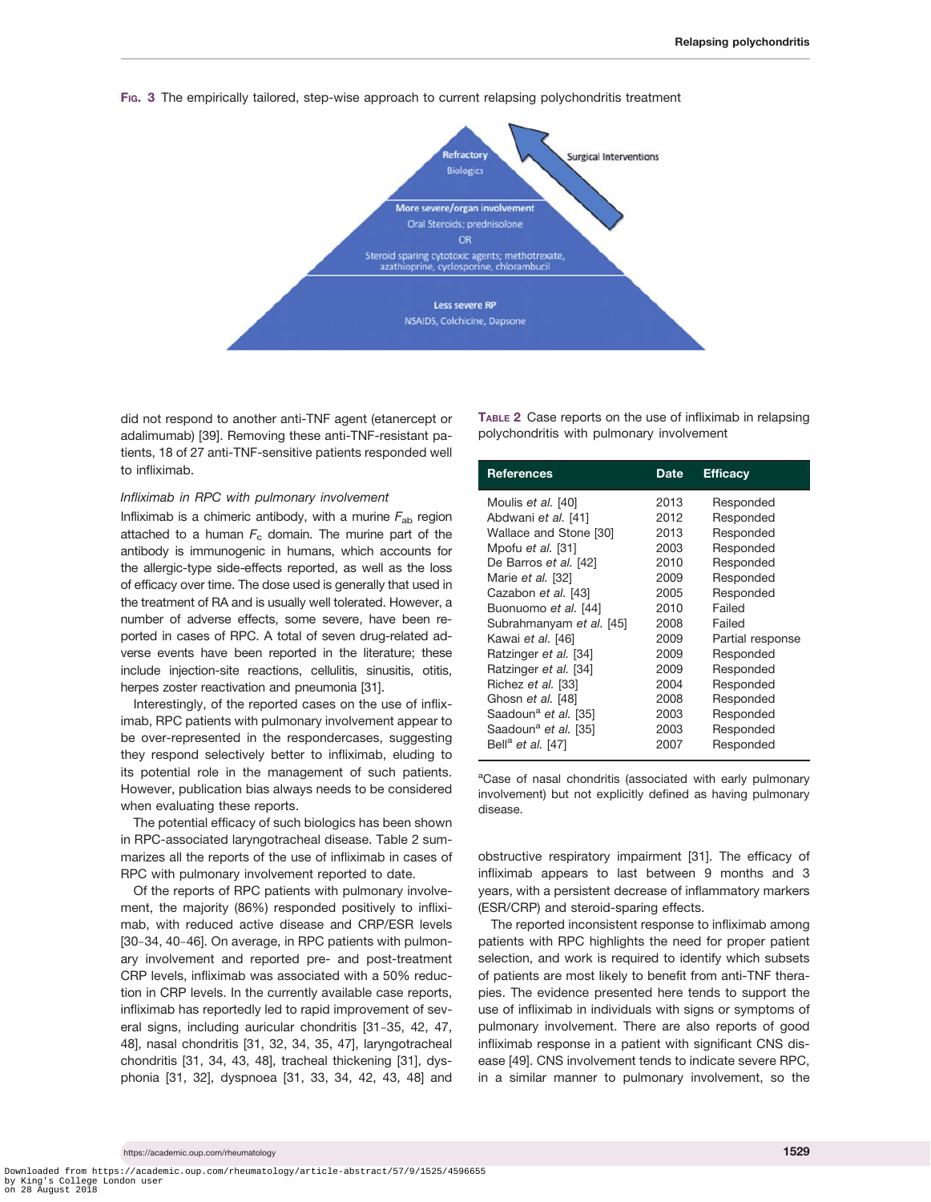Fig. 3 The empirically tailored, step-wise approach to current relapsing polychondritis treatment

Refractory
Biologics

More severe/organ involvement
Oral Steroids; prednisolone
OR
Steroid sparing cytotoxic agents; methotrexate, azathioprine, cyclosporine, chlorambucil

Less severe RP
NSAIDS, Colchicine, Dapsone

Surgical Interventions

did not respond to another anti-TNF agent (etanercept or adalimumab) [39]. Removing these anti-TNF-resistant patients, 18 of 27 anti-TNF-sensitive patients responded well to infliximab.

*Infliximab in RPC with pulmonary involvement*

Infliximab is a chimeric antibody, with a murine $F_{ab}$ region attached to a human $F_c$ domain. The murine part of the antibody is immunogenic in humans, which accounts for the allergic-type side-effects reported, as well as the loss of efficacy over time. The dose used is generally that used in the treatment of RA and is usually well tolerated. However, a number of adverse effects, some severe, have been reported in cases of RPC. A total of seven drug-related adverse events have been reported in the literature; these include injection-site reactions, cellulitis, sinusitis, otitis, herpes zoster reactivation and pneumonia [31].

Interestingly, of the reported cases on the use of infliximab, RPC patients with pulmonary involvement appear to be over-represented in the respondercases, suggesting they respond selectively better to infliximab, eluding to its potential role in the management of such patients. However, publication bias always needs to be considered when evaluating these reports.

The potential efficacy of such biologics has been shown in RPC-associated laryngotracheal disease. Table 2 summarizes all the reports of the use of infliximab in cases of RPC with pulmonary involvement reported to date.

Of the reports of RPC patients with pulmonary involvement, the majority (86%) responded positively to infliximab, with reduced active disease and CRP/ESR levels [30–34, 40–46]. On average, in RPC patients with pulmonary involvement and reported pre- and post-treatment CRP levels, infliximab was associated with a 50% reduction in CRP levels. In the currently available case reports, infliximab has reportedly led to rapid improvement of several signs, including auricular chondritis [31–35, 42, 47, 48], nasal chondritis [31, 32, 34, 35, 47], laryngotracheal chondritis [31, 34, 43, 48], tracheal thickening [31], dysphonia [31, 32], dyspnoea [31, 33, 34, 42, 43, 48] and obstructive respiratory impairment [31]. The efficacy of infliximab appears to last between 9 months and 3 years, with a persistent decrease of inflammatory markers (ESR/CRP) and steroid-sparing effects.

The reported inconsistent response to infliximab among patients with RPC highlights the need for proper patient selection, and work is required to identify which subsets of patients are most likely to benefit from anti-TNF therapies. The evidence presented here tends to support the use of infliximab in individuals with signs or symptoms of pulmonary involvement. There are also reports of good infliximab response in a patient with significant CNS disease [49]. CNS involvement tends to indicate severe RPC, in a similar manner to pulmonary involvement, so the

Table 2 Case reports on the use of infliximab in relapsing polychondritis with pulmonary involvement

| References | Date | Efficacy |
|---|---|---|
| Moulis *et al.* [40] | 2013 | Responded |
| Abdwani *et al.* [41] | 2012 | Responded |
| Wallace and Stone [30] | 2013 | Responded |
| Mpofu *et al.* [31] | 2003 | Responded |
| De Barros *et al.* [42] | 2010 | Responded |
| Marie *et al.* [32] | 2009 | Responded |
| Cazabon *et al.* [43] | 2005 | Responded |
| Buonuomo *et al.* [44] | 2010 | Failed |
| Subrahmanyam *et al.* [45] | 2008 | Failed |
| Kawai *et al.* [46] | 2009 | Partial response |
| Ratzinger *et al.* [34] | 2009 | Responded |
| Ratzinger *et al.* [34] | 2009 | Responded |
| Richez *et al.* [33] | 2004 | Responded |
| Ghosn *et al.* [48] | 2008 | Responded |
| Saadoun[a] *et al.* [35] | 2003 | Responded |
| Saadoun[a] *et al.* [35] | 2003 | Responded |
| Bell[a] *et al.* [47] | 2007 | Responded |

[a]Case of nasal chondritis (associated with early pulmonary involvement) but not explicitly defined as having pulmonary disease.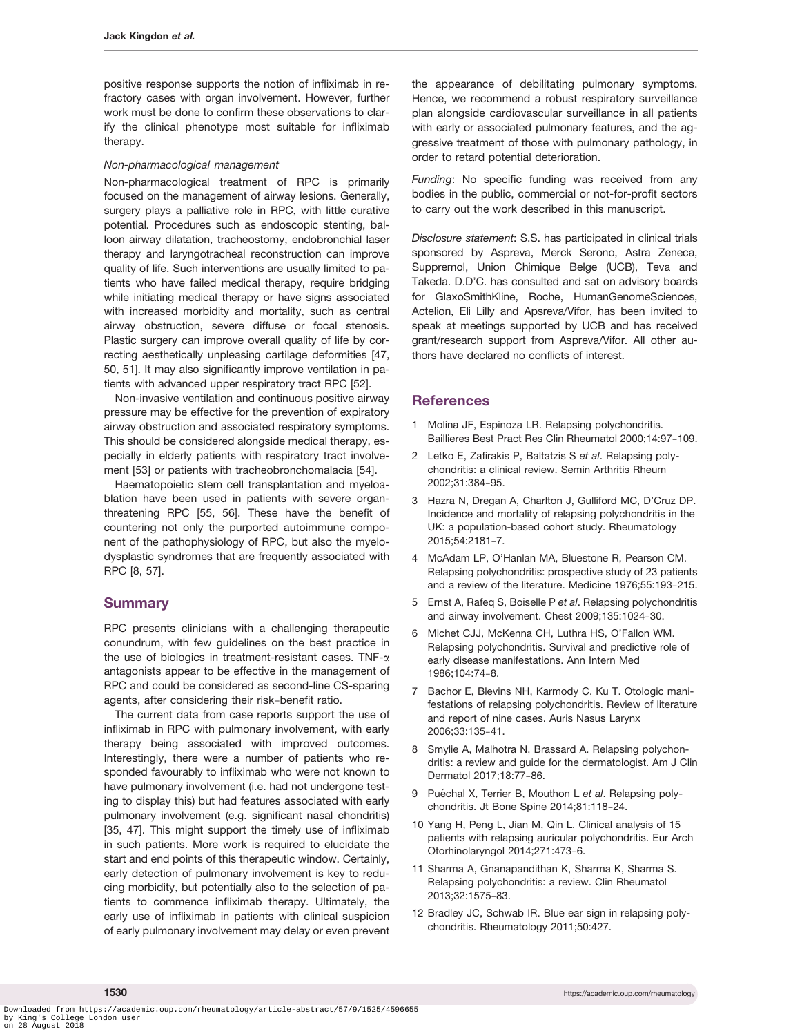positive response supports the notion of infliximab in refractory cases with organ involvement. However, further work must be done to confirm these observations to clarify the clinical phenotype most suitable for infliximab therapy.

### *Non-pharmacological management*

Non-pharmacological treatment of RPC is primarily focused on the management of airway lesions. Generally, surgery plays a palliative role in RPC, with little curative potential. Procedures such as endoscopic stenting, balloon airway dilatation, tracheostomy, endobronchial laser therapy and laryngotracheal reconstruction can improve quality of life. Such interventions are usually limited to patients who have failed medical therapy, require bridging while initiating medical therapy or have signs associated with increased morbidity and mortality, such as central airway obstruction, severe diffuse or focal stenosis. Plastic surgery can improve overall quality of life by correcting aesthetically unpleasing cartilage deformities [47, 50, 51]. It may also significantly improve ventilation in patients with advanced upper respiratory tract RPC [52].

Non-invasive ventilation and continuous positive airway pressure may be effective for the prevention of expiratory airway obstruction and associated respiratory symptoms. This should be considered alongside medical therapy, especially in elderly patients with respiratory tract involvement [53] or patients with tracheobronchomalacia [54].

Haematopoietic stem cell transplantation and myeloablation have been used in patients with severe organ-threatening RPC [55, 56]. These have the benefit of countering not only the purported autoimmune component of the pathophysiology of RPC, but also the myelodysplastic syndromes that are frequently associated with RPC [8, 57].

## Summary

RPC presents clinicians with a challenging therapeutic conundrum, with few guidelines on the best practice in the use of biologics in treatment-resistant cases. TNF-$\alpha$ antagonists appear to be effective in the management of RPC and could be considered as second-line CS-sparing agents, after considering their risk–benefit ratio.

The current data from case reports support the use of infliximab in RPC with pulmonary involvement, with early therapy being associated with improved outcomes. Interestingly, there were a number of patients who responded favourably to infliximab who were not known to have pulmonary involvement (i.e. had not undergone testing to display this) but had features associated with early pulmonary involvement (e.g. significant nasal chondritis) [35, 47]. This might support the timely use of infliximab in such patients. More work is required to elucidate the start and end points of this therapeutic window. Certainly, early detection of pulmonary involvement is key to reducing morbidity, but potentially also to the selection of patients to commence infliximab therapy. Ultimately, the early use of infliximab in patients with clinical suspicion of early pulmonary involvement may delay or even prevent the appearance of debilitating pulmonary symptoms. Hence, we recommend a robust respiratory surveillance plan alongside cardiovascular surveillance in all patients with early or associated pulmonary features, and the aggressive treatment of those with pulmonary pathology, in order to retard potential deterioration.

*Funding*: No specific funding was received from any bodies in the public, commercial or not-for-profit sectors to carry out the work described in this manuscript.

*Disclosure statement*: S.S. has participated in clinical trials sponsored by Aspreva, Merck Serono, Astra Zeneca, Suppremol, Union Chimique Belge (UCB), Teva and Takeda. D.D'C. has consulted and sat on advisory boards for GlaxoSmithKline, Roche, HumanGenomeSciences, Actelion, Eli Lilly and Apsreva/Vifor, has been invited to speak at meetings supported by UCB and has received grant/research support from Aspreva/Vifor. All other authors have declared no conflicts of interest.

## References

1. Molina JF, Espinoza LR. Relapsing polychondritis. Baillieres Best Pract Res Clin Rheumatol 2000;14:97–109.
2. Letko E, Zafirakis P, Baltatzis S *et al*. Relapsing polychondritis: a clinical review. Semin Arthritis Rheum 2002;31:384–95.
3. Hazra N, Dregan A, Charlton J, Gulliford MC, D'Cruz DP. Incidence and mortality of relapsing polychondritis in the UK: a population-based cohort study. Rheumatology 2015;54:2181–7.
4. McAdam LP, O'Hanlan MA, Bluestone R, Pearson CM. Relapsing polychondritis: prospective study of 23 patients and a review of the literature. Medicine 1976;55:193–215.
5. Ernst A, Rafeq S, Boiselle P *et al*. Relapsing polychondritis and airway involvement. Chest 2009;135:1024–30.
6. Michet CJJ, McKenna CH, Luthra HS, O'Fallon WM. Relapsing polychondritis. Survival and predictive role of early disease manifestations. Ann Intern Med 1986;104:74–8.
7. Bachor E, Blevins NH, Karmody C, Ku T. Otologic manifestations of relapsing polychondritis. Review of literature and report of nine cases. Auris Nasus Larynx 2006;33:135–41.
8. Smylie A, Malhotra N, Brassard A. Relapsing polychondritis: a review and guide for the dermatologist. Am J Clin Dermatol 2017;18:77–86.
9. Puéchal X, Terrier B, Mouthon L *et al*. Relapsing polychondritis. Jt Bone Spine 2014;81:118–24.
10. Yang H, Peng L, Jian M, Qin L. Clinical analysis of 15 patients with relapsing auricular polychondritis. Eur Arch Otorhinolaryngol 2014;271:473–6.
11. Sharma A, Gnanapandithan K, Sharma K, Sharma S. Relapsing polychondritis: a review. Clin Rheumatol 2013;32:1575–83.
12. Bradley JC, Schwab IR. Blue ear sign in relapsing polychondritis. Rheumatology 2011;50:427.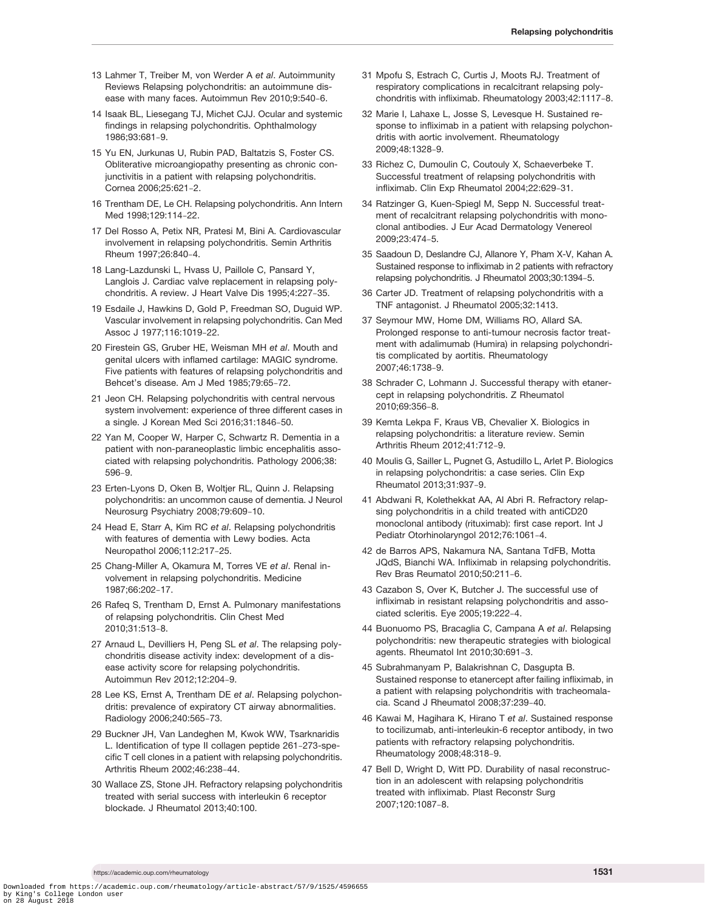13 Lahmer T, Treiber M, von Werder A *et al*. Autoimmunity Reviews Relapsing polychondritis: an autoimmune disease with many faces. Autoimmun Rev 2010;9:540–6.

14 Isaak BL, Liesegang TJ, Michet CJJ. Ocular and systemic findings in relapsing polychondritis. Ophthalmology 1986;93:681–9.

15 Yu EN, Jurkunas U, Rubin PAD, Baltatzis S, Foster CS. Obliterative microangiopathy presenting as chronic conjunctivitis in a patient with relapsing polychondritis. Cornea 2006;25:621–2.

16 Trentham DE, Le CH. Relapsing polychondritis. Ann Intern Med 1998;129:114–22.

17 Del Rosso A, Petix NR, Pratesi M, Bini A. Cardiovascular involvement in relapsing polychondritis. Semin Arthritis Rheum 1997;26:840–4.

18 Lang-Lazdunski L, Hvass U, Paillole C, Pansard Y, Langlois J. Cardiac valve replacement in relapsing polychondritis. A review. J Heart Valve Dis 1995;4:227–35.

19 Esdaile J, Hawkins D, Gold P, Freedman SO, Duguid WP. Vascular involvement in relapsing polychondritis. Can Med Assoc J 1977;116:1019–22.

20 Firestein GS, Gruber HE, Weisman MH *et al*. Mouth and genital ulcers with inflamed cartilage: MAGIC syndrome. Five patients with features of relapsing polychondritis and Behcet's disease. Am J Med 1985;79:65–72.

21 Jeon CH. Relapsing polychondritis with central nervous system involvement: experience of three different cases in a single. J Korean Med Sci 2016;31:1846–50.

22 Yan M, Cooper W, Harper C, Schwartz R. Dementia in a patient with non-paraneoplastic limbic encephalitis associated with relapsing polychondritis. Pathology 2006;38: 596–9.

23 Erten-Lyons D, Oken B, Woltjer RL, Quinn J. Relapsing polychondritis: an uncommon cause of dementia. J Neurol Neurosurg Psychiatry 2008;79:609–10.

24 Head E, Starr A, Kim RC *et al*. Relapsing polychondritis with features of dementia with Lewy bodies. Acta Neuropathol 2006;112:217–25.

25 Chang-Miller A, Okamura M, Torres VE *et al*. Renal involvement in relapsing polychondritis. Medicine 1987;66:202–17.

26 Rafeq S, Trentham D, Ernst A. Pulmonary manifestations of relapsing polychondritis. Clin Chest Med 2010;31:513–8.

27 Arnaud L, Devilliers H, Peng SL *et al*. The relapsing polychondritis disease activity index: development of a disease activity score for relapsing polychondritis. Autoimmun Rev 2012;12:204–9.

28 Lee KS, Ernst A, Trentham DE *et al*. Relapsing polychondritis: prevalence of expiratory CT airway abnormalities. Radiology 2006;240:565–73.

29 Buckner JH, Van Landeghen M, Kwok WW, Tsarknaridis L. Identification of type II collagen peptide 261–273-specific T cell clones in a patient with relapsing polychondritis. Arthritis Rheum 2002;46:238–44.

30 Wallace ZS, Stone JH. Refractory relapsing polychondritis treated with serial success with interleukin 6 receptor blockade. J Rheumatol 2013;40:100.

31 Mpofu S, Estrach C, Curtis J, Moots RJ. Treatment of respiratory complications in recalcitrant relapsing polychondritis with infliximab. Rheumatology 2003;42:1117–8.

32 Marie I, Lahaxe L, Josse S, Levesque H. Sustained response to infliximab in a patient with relapsing polychondritis with aortic involvement. Rheumatology 2009;48:1328–9.

33 Richez C, Dumoulin C, Coutouly X, Schaeverbeke T. Successful treatment of relapsing polychondritis with infliximab. Clin Exp Rheumatol 2004;22:629–31.

34 Ratzinger G, Kuen-Spiegl M, Sepp N. Successful treatment of recalcitrant relapsing polychondritis with monoclonal antibodies. J Eur Acad Dermatology Venereol 2009;23:474–5.

35 Saadoun D, Deslandre CJ, Allanore Y, Pham X-V, Kahan A. Sustained response to infliximab in 2 patients with refractory relapsing polychondritis. J Rheumatol 2003;30:1394–5.

36 Carter JD. Treatment of relapsing polychondritis with a TNF antagonist. J Rheumatol 2005;32:1413.

37 Seymour MW, Home DM, Williams RO, Allard SA. Prolonged response to anti-tumour necrosis factor treatment with adalimumab (Humira) in relapsing polychondritis complicated by aortitis. Rheumatology 2007;46:1738–9.

38 Schrader C, Lohmann J. Successful therapy with etanercept in relapsing polychondritis. Z Rheumatol 2010;69:356–8.

39 Kemta Lekpa F, Kraus VB, Chevalier X. Biologics in relapsing polychondritis: a literature review. Semin Arthritis Rheum 2012;41:712–9.

40 Moulis G, Sailler L, Pugnet G, Astudillo L, Arlet P. Biologics in relapsing polychondritis: a case series. Clin Exp Rheumatol 2013;31:937–9.

41 Abdwani R, Kolethekkat AA, Al Abri R. Refractory relapsing polychondritis in a child treated with antiCD20 monoclonal antibody (rituximab): first case report. Int J Pediatr Otorhinolaryngol 2012;76:1061–4.

42 de Barros APS, Nakamura NA, Santana TdFB, Motta JQdS, Bianchi WA. Infliximab in relapsing polychondritis. Rev Bras Reumatol 2010;50:211–6.

43 Cazabon S, Over K, Butcher J. The successful use of infliximab in resistant relapsing polychondritis and associated scleritis. Eye 2005;19:222–4.

44 Buonuomo PS, Bracaglia C, Campana A *et al*. Relapsing polychondritis: new therapeutic strategies with biological agents. Rheumatol Int 2010;30:691–3.

45 Subrahmanyam P, Balakrishnan C, Dasgupta B. Sustained response to etanercept after failing infliximab, in a patient with relapsing polychondritis with tracheomalacia. Scand J Rheumatol 2008;37:239–40.

46 Kawai M, Hagihara K, Hirano T *et al*. Sustained response to tocilizumab, anti-interleukin-6 receptor antibody, in two patients with refractory relapsing polychondritis. Rheumatology 2008;48:318–9.

47 Bell D, Wright D, Witt PD. Durability of nasal reconstruction in an adolescent with relapsing polychondritis treated with infliximab. Plast Reconstr Surg 2007;120:1087–8.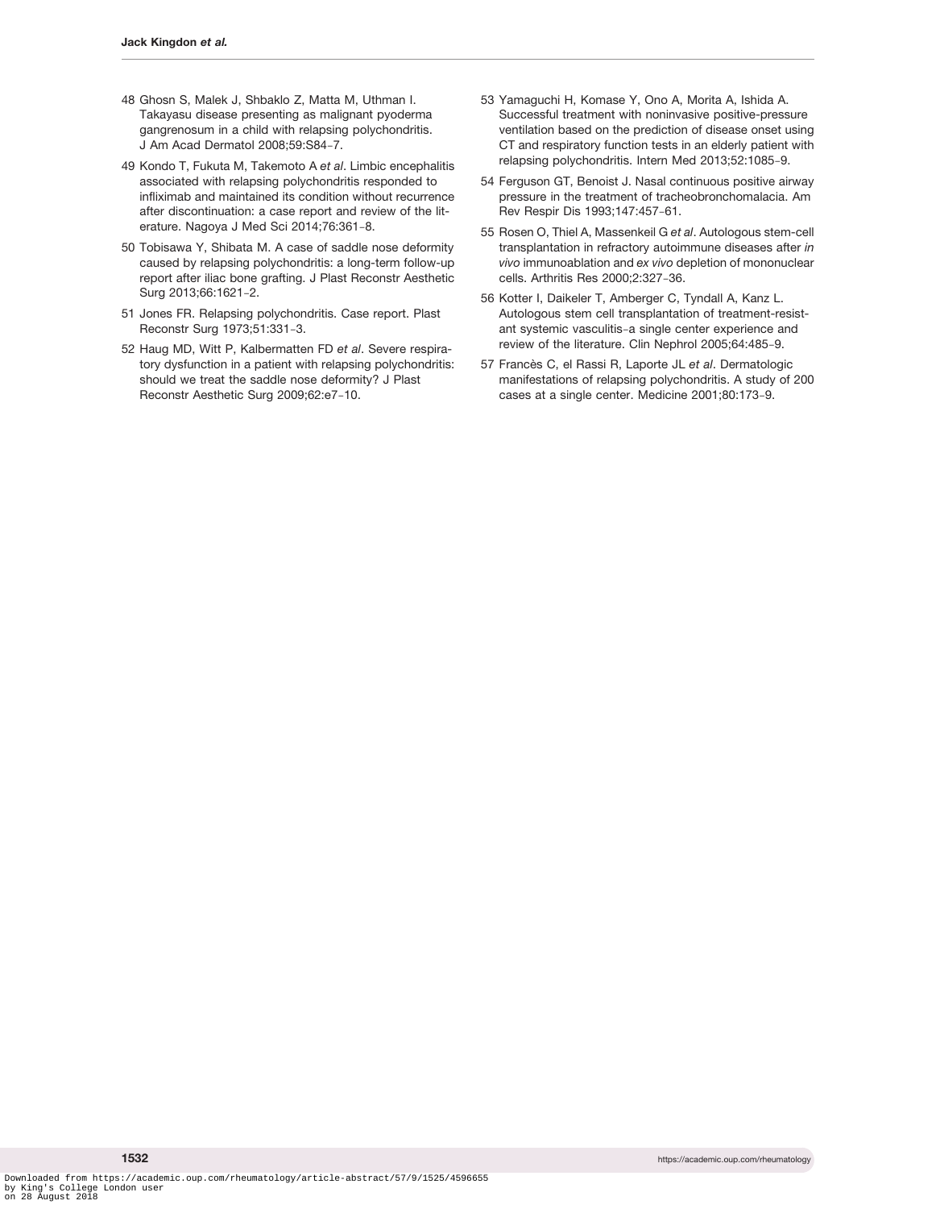48 Ghosn S, Malek J, Shbaklo Z, Matta M, Uthman I. Takayasu disease presenting as malignant pyoderma gangrenosum in a child with relapsing polychondritis. J Am Acad Dermatol 2008;59:S84–7.

49 Kondo T, Fukuta M, Takemoto A *et al*. Limbic encephalitis associated with relapsing polychondritis responded to infliximab and maintained its condition without recurrence after discontinuation: a case report and review of the literature. Nagoya J Med Sci 2014;76:361–8.

50 Tobisawa Y, Shibata M. A case of saddle nose deformity caused by relapsing polychondritis: a long-term follow-up report after iliac bone grafting. J Plast Reconstr Aesthetic Surg 2013;66:1621–2.

51 Jones FR. Relapsing polychondritis. Case report. Plast Reconstr Surg 1973;51:331–3.

52 Haug MD, Witt P, Kalbermatten FD *et al*. Severe respiratory dysfunction in a patient with relapsing polychondritis: should we treat the saddle nose deformity? J Plast Reconstr Aesthetic Surg 2009;62:e7–10.

53 Yamaguchi H, Komase Y, Ono A, Morita A, Ishida A. Successful treatment with noninvasive positive-pressure ventilation based on the prediction of disease onset using CT and respiratory function tests in an elderly patient with relapsing polychondritis. Intern Med 2013;52:1085–9.

54 Ferguson GT, Benoist J. Nasal continuous positive airway pressure in the treatment of tracheobronchomalacia. Am Rev Respir Dis 1993;147:457–61.

55 Rosen O, Thiel A, Massenkeil G *et al*. Autologous stem-cell transplantation in refractory autoimmune diseases after *in vivo* immunoablation and *ex vivo* depletion of mononuclear cells. Arthritis Res 2000;2:327–36.

56 Kotter I, Daikeler T, Amberger C, Tyndall A, Kanz L. Autologous stem cell transplantation of treatment-resistant systemic vasculitis–a single center experience and review of the literature. Clin Nephrol 2005;64:485–9.

57 Francès C, el Rassi R, Laporte JL *et al*. Dermatologic manifestations of relapsing polychondritis. A study of 200 cases at a single center. Medicine 2001;80:173–9.